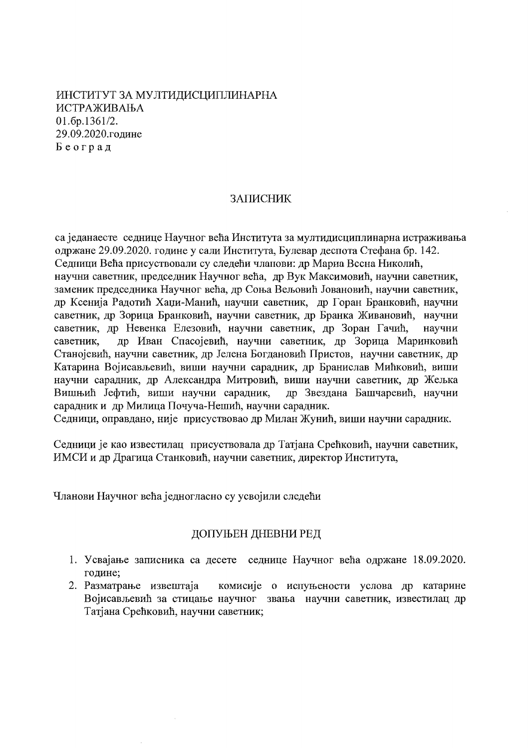ИНСТИТУТ ЗА МУЛТИДИСЦИПЛИНАРНА ИСТРАЖИВАЊА
01.бр.1361/2.
29.09.2020.године
Б е о г р а д

## ЗАПИСНИК

са једанаесте седнице Научног већа Института за мултидисциплинарна истраживања одржане 29.09.2020. године у сали Института, Булевар деспота Стефана бр. 142.
Седници Већа присуствовали су следећи чланови: др Мариа Весна Николић, научни саветник, председник Научног већа, др Вук Максимовић, научни саветник, заменик председника Научног већа, др Соња Вељовић Јовановић, научни саветник, др Ксенија Радотић Хаџи-Манић, научни саветник, др Горан Бранковић, научни саветник, др Зорица Бранковић, научни саветник, др Бранка Живановић, научни саветник, др Невенка Елезовић, научни саветник, др Зоран Гачић, научни саветник, др Иван Спасојевић, научни саветник, др Зорица Маринковић Станојевић, научни саветник, др Јелена Богдановић Пристов, научни саветник, др Катарина Војисављевић, виши научни сарадник, др Бранислав Мићковић, виши научни сарадник, др Александра Митровић, виши научни саветник, др Жељка Вишњић Јефтић, виши научни сарадник, др Звездана Башчаревић, научни сарадник и др Милица Почуча-Нешић, научни сарадник.
Седници, оправдано, није присуствовао др Милан Жунић, виши научни сарадник.

Седници је као известилац присуствовала др Татјана Срећковић, научни саветник, ИМСИ и др Драгица Станковић, научни саветник, директор Института,

Чланови Научног већа једногласно су усвојили следећи

## ДОПУЊЕН ДНЕВНИ РЕД

1. Усвајање записника са десете седнице Научног већа одржане 18.09.2020. године;
2. Разматрање извештаја комисије о испуњености услова др катарине Војисављевић за стицање научног звања научни саветник, известилац др Татјана Срећковић, научни саветник;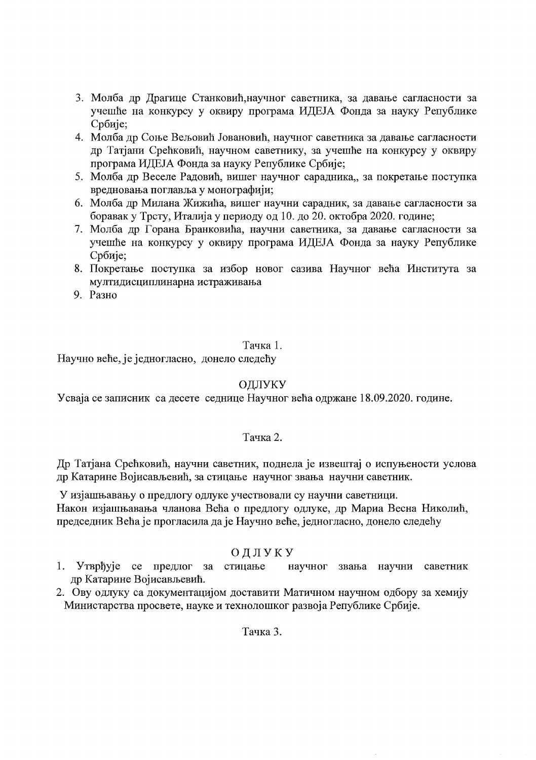3. Молба др Драгице Станковић,научног саветника, за давање сагласности за учешће на конкурсу у оквиру програма ИДЕЈА Фонда за науку Републике Србије;
4. Молба др Соње Вељовић Јовановић, научног саветника за давање сагласности др Татјани Срећковић, научном саветнику, за учешће на конкурсу у оквиру програма ИДЕЈА Фонда за науку Републике Србије;
5. Молба др Веселе Радовић, вишег научног сарадника,, за покретање поступка вредновања поглавља у монографији;
6. Молба др Милана Жижића, вишег научни сарадник, за давање сагласности за боравак у Трсту, Италија у периоду од 10. до 20. октобра 2020. године;
7. Молба др Горана Бранковића, научни саветника, за давање сагласности за учешће на конкурсу у оквиру програма ИДЕЈА Фонда за науку Републике Србије;
8. Покретање поступка за избор новог сазива Научног већа Института за мултидисциплинарна истраживања
9. Разно

Тачка 1.

Научно веће, је једногласно, донело следећу

ОДЛУКУ

Усваја се записник са десете седнице Научног већа одржане 18.09.2020. године.

Тачка 2.

Др Татјана Срећковић, научни саветник, поднела је извештај о испуњености услова др Катарине Војисављевић, за стицање научног звања научни саветник.

У изјашњавању о предлогу одлуке учествовали су научни саветници.
Након изјашњавања чланова Већа о предлогу одлуке, др Мариа Весна Николић, председник Већа је прогласила да је Научно веће, једногласно, донело следећу

ОДЛУКУ

1. Утврђује се предлог за стицање научног звања научни саветник др Катарине Војисављевић.
2. Ову одлуку са документацијом доставити Матичном научном одбору за хемију Министарства просвете, науке и технолошког развоја Републике Србије.

Тачка 3.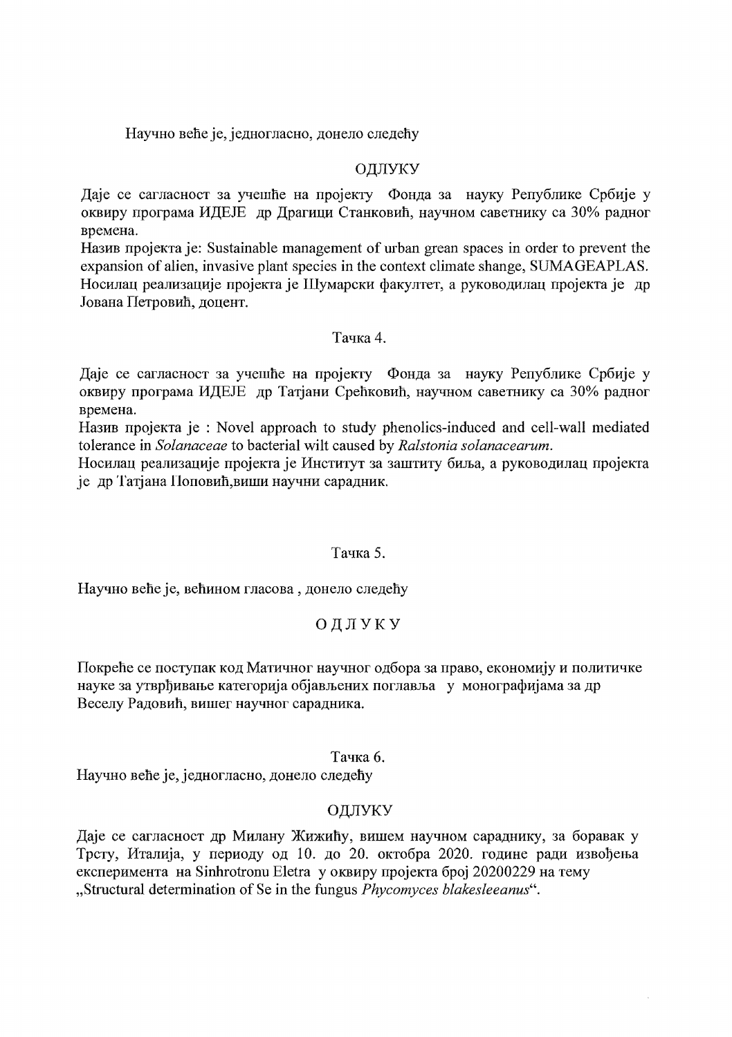Научно веће је, једногласно, донело следећу

ОДЛУКУ

Даје се сагласност за учешће на пројекту Фонда за науку Републике Србије у оквиру програма ИДЕЈЕ др Драгици Станковић, научном саветнику са 30% радног времена.

Назив пројекта је: Sustainable management of urban grean spaces in order to prevent the expansion of alien, invasive plant species in the context climate shange, SUMAGEAPLAS.

Носилац реализације пројекта је Шумарски факултет, а руководилац пројекта је др Јована Петровић, доцент.

Тачка 4.

Даје се сагласност за учешће на пројекту Фонда за науку Републике Србије у оквиру програма ИДЕЈЕ др Татјани Срећковић, научном саветнику са 30% радног времена.

Назив пројекта је : Novel approach to study phenolics-induced and cell-wall mediated tolerance in *Solanaceae* to bacterial wilt caused by *Ralstonia solanacearum*.

Носилац реализације пројекта је Институт за заштиту биља, а руководилац пројекта је др Татјана Поповић,виши научни сарадник.

Тачка 5.

Научно веће је, већином гласова , донело следећу

ОДЛУКУ

Покреће се поступак код Матичног научног одбора за право, економију и политичке науке за утврђивање категорија објављених поглавља у монографијама за др Веселу Радовић, вишег научног сарадника.

Тачка 6.

Научно веће је, једногласно, донело следећу

ОДЛУКУ

Даје се сагласност др Милану Жижићу, вишем научном сараднику, за боравак у Трсту, Италија, у периоду од 10. до 20. октобра 2020. године ради извођења експеримента на Sinhrotronu Eletra у оквиру пројекта број 20200229 на тему „Structural determination of Se in the fungus *Phycomyces blakesleeanus*".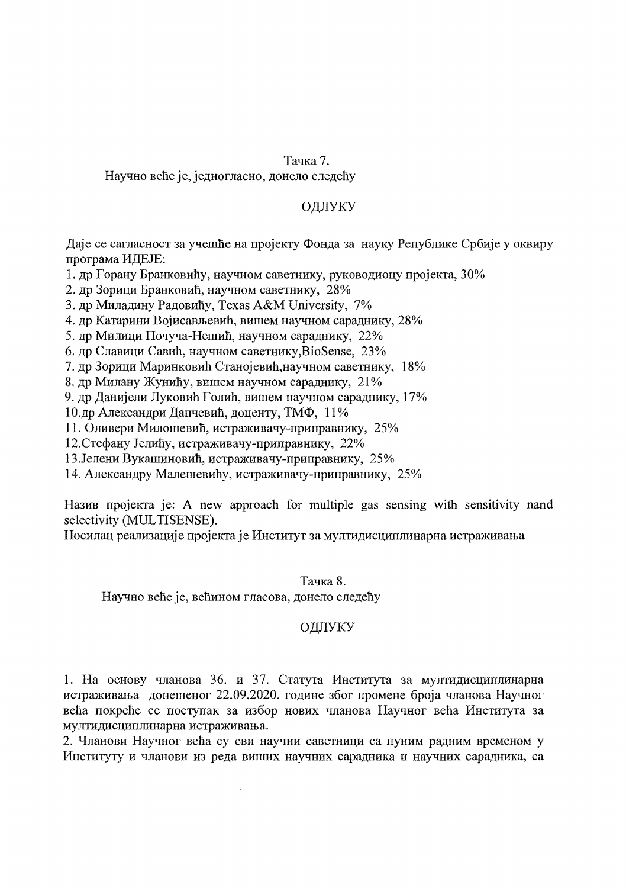Тачка 7.

Научно веће је, једногласно, донело следећу

ОДЛУКУ

Даје се сагласност за учешће на пројекту Фонда за науку Републике Србије у оквиру програма ИДЕЈЕ:

1. др Горану Бранковићу, научном саветнику, руководиоцу пројекта, 30%
2. др Зорици Бранковић, научном саветнику, 28%
3. др Миладину Радовићу, Texas A&M University, 7%
4. др Катарини Војисављевић, вишем научном сараднику, 28%
5. др Милици Почуча-Нешић, научном сараднику, 22%
6. др Славици Савић, научном саветнику,BioSense, 23%
7. др Зорици Маринковић Станојевић,научном саветнику, 18%
8. др Милану Жунићу, вишем научном сараднику, 21%
9. др Данијели Луковић Голић, вишем научном сараднику, 17%
10. др Александри Дапчевић, доценту, ТМФ, 11%
11. Оливери Милошевић, истраживачу-приправнику, 25%
12. Стефану Јелићу, истраживачу-приправнику, 22%
13. Јелени Вукашиновић, истраживачу-приправнику, 25%
14. Александру Малешевићу, истраживачу-приправнику, 25%

Назив пројекта је: A new approach for multiple gas sensing with sensitivity nand selectivity (MULTISENSE).

Носилац реализације пројекта је Институт за мултидисциплинарна истраживања

Тачка 8.

Научно веће је, већином гласова, донело следећу

ОДЛУКУ

1. На основу чланова 36. и 37. Статута Института за мултидисциплинарна истраживања донешеног 22.09.2020. године због промене броја чланова Научног већа покреће се поступак за избор нових чланова Научног већа Института за мултидисциплинарна истраживања.
2. Чланови Научног већа су сви научни саветници са пуним радним временом у Институту и чланови из реда виших научних сарадника и научних сарадника, са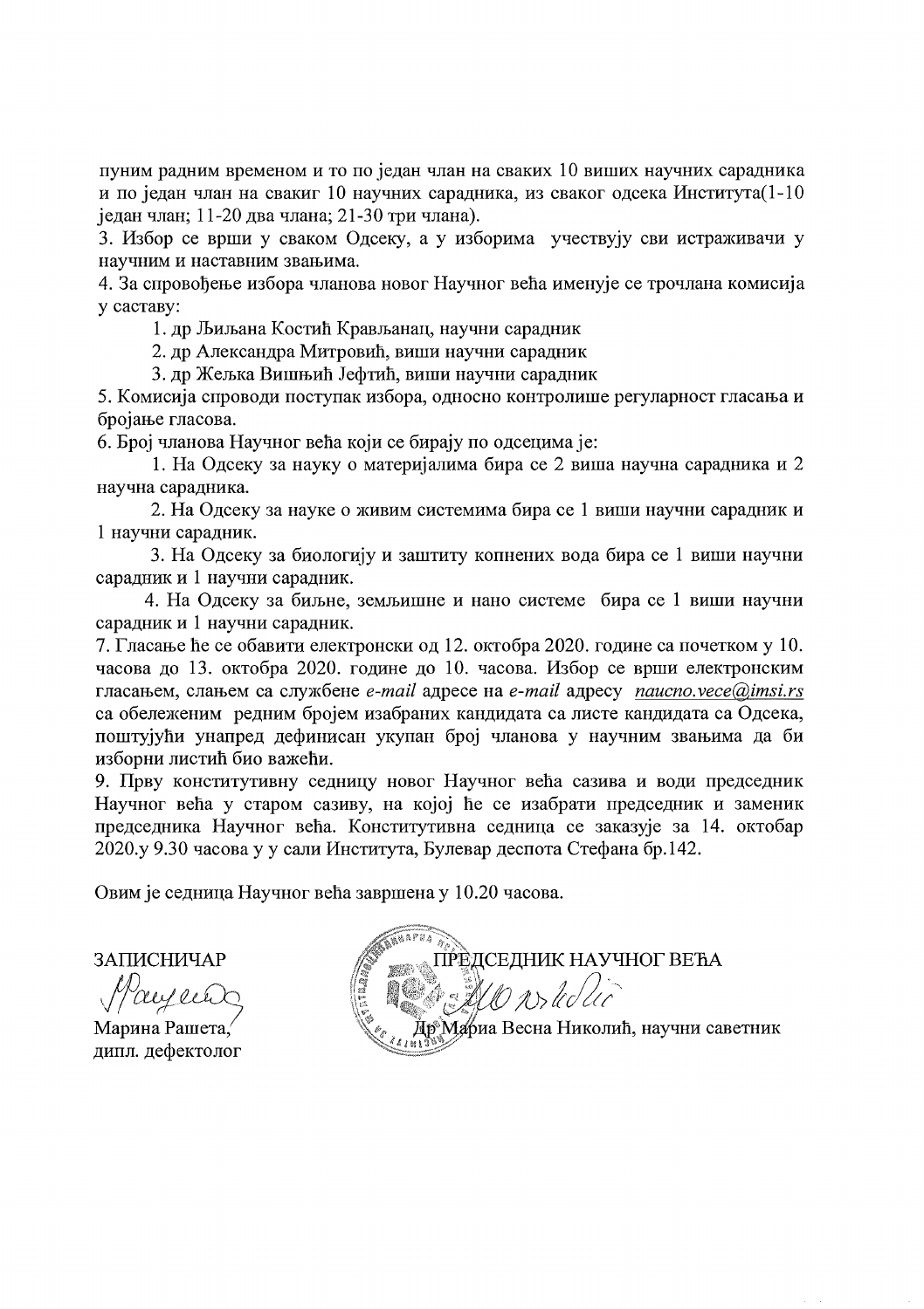пуним радним временом и то по један члан на сваких 10 виших научних сарадника и по један члан на свакиг 10 научних сарадника, из сваког одсека Института(1-10 један члан; 11-20 два члана; 21-30 три члана).

3. Избор се врши у сваком Одсеку, а у изборима учествују сви истраживачи у научним и наставним звањима.

4. За спровођење избора чланова новог Научног већа именује се трочлана комисија у саставу:

   1. др Љиљана Костић Крављанац, научни сарадник
   2. др Александра Митровић, виши научни сарадник
   3. др Жељка Вишњић Јефтић, виши научни сарадник

5. Комисија спроводи поступак избора, односно контролише регуларност гласања и бројање гласова.

6. Број чланова Научног већа који се бирају по одсецима је:

   1. На Одсеку за науку о материјалима бира се 2 виша научна сарадника и 2 научна сарадника.
   2. На Одсеку за науке о живим системима бира се 1 виши научни сарадник и 1 научни сарадник.
   3. На Одсеку за биологију и заштиту копнених вода бира се 1 виши научни сарадник и 1 научни сарадник.
   4. На Одсеку за биљне, земљишне и нано системе бира се 1 виши научни сарадник и 1 научни сарадник.

7. Гласање ће се обавити електронски од 12. октобра 2020. године са почетком у 10. часова до 13. октобра 2020. године до 10. часова. Избор се врши електронским гласањем, слањем са службене *e-mail* адресе на *e-mail* адресу naucno.vece@imsi.rs са обележеним редним бројем изабраних кандидата са листе кандидата са Одсека, поштујући унапред дефинисан укупан број чланова у научним звањима да би изборни листић био важећи.

9. Прву конститутивну седницу новог Научног већа сазива и води председник Научног већа у старом сазиву, на којој ће се изабрати председник и заменик председника Научног већа. Конститутивна седница се заказује за 14. октобар 2020.у 9.30 часова у у сали Института, Булевар деспота Стефана бр.142.

Овим је седница Научног већа завршена у 10.20 часова.

ЗАПИСНИЧАР

Марина Рашета,
дипл. дефектолог

ПРЕДСЕДНИК НАУЧНОГ ВЕЋА

Др Мариа Весна Николић, научни саветник